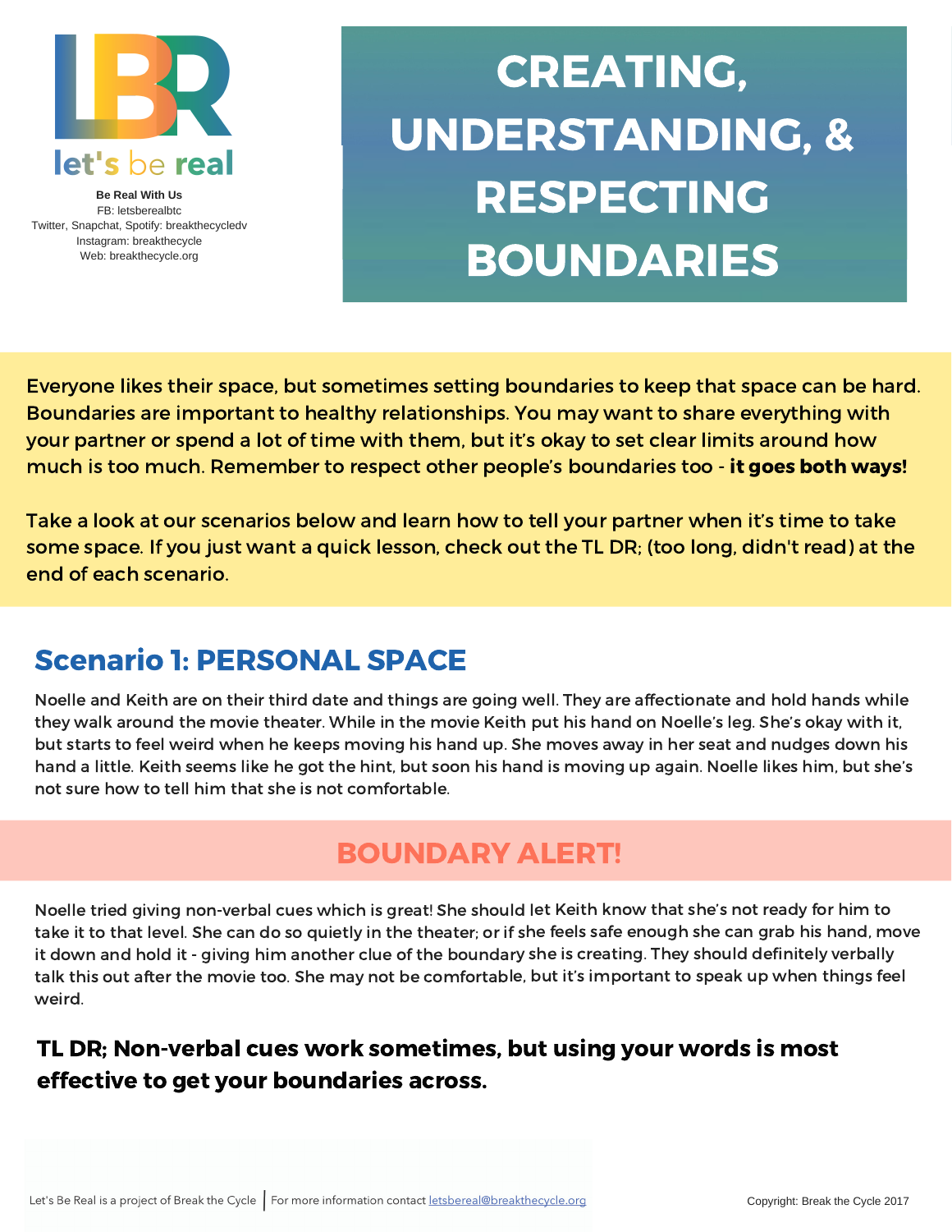let's be real

**Be Real With Us**
FB: letsberealbtc
Twitter, Snapchat, Spotify: breakthecycledv
Instagram: breakthecycle
Web: breakthecycle.org

# CREATING, UNDERSTANDING, & RESPECTING BOUNDARIES

Everyone likes their space, but sometimes setting boundaries to keep that space can be hard. Boundaries are important to healthy relationships. You may want to share everything with your partner or spend a lot of time with them, but it's okay to set clear limits around how much is too much. Remember to respect other people's boundaries too - **it goes both ways!**

Take a look at our scenarios below and learn how to tell your partner when it's time to take some space. If you just want a quick lesson, check out the TL DR; (too long, didn't read) at the end of each scenario.

## Scenario 1: PERSONAL SPACE

Noelle and Keith are on their third date and things are going well. They are affectionate and hold hands while they walk around the movie theater. While in the movie Keith put his hand on Noelle's leg. She's okay with it, but starts to feel weird when he keeps moving his hand up. She moves away in her seat and nudges down his hand a little. Keith seems like he got the hint, but soon his hand is moving up again. Noelle likes him, but she's not sure how to tell him that she is not comfortable.

### BOUNDARY ALERT!

Noelle tried giving non-verbal cues which is great! She should let Keith know that she's not ready for him to take it to that level. She can do so quietly in the theater; or if she feels safe enough she can grab his hand, move it down and hold it - giving him another clue of the boundary she is creating. They should definitely verbally talk this out after the movie too. She may not be comfortable, but it's important to speak up when things feel weird.

**TL DR; Non-verbal cues work sometimes, but using your words is most effective to get your boundaries across.**

Let's Be Real is a project of Break the Cycle | For more information contact letsbereal@breakthecycle.org

Copyright: Break the Cycle 2017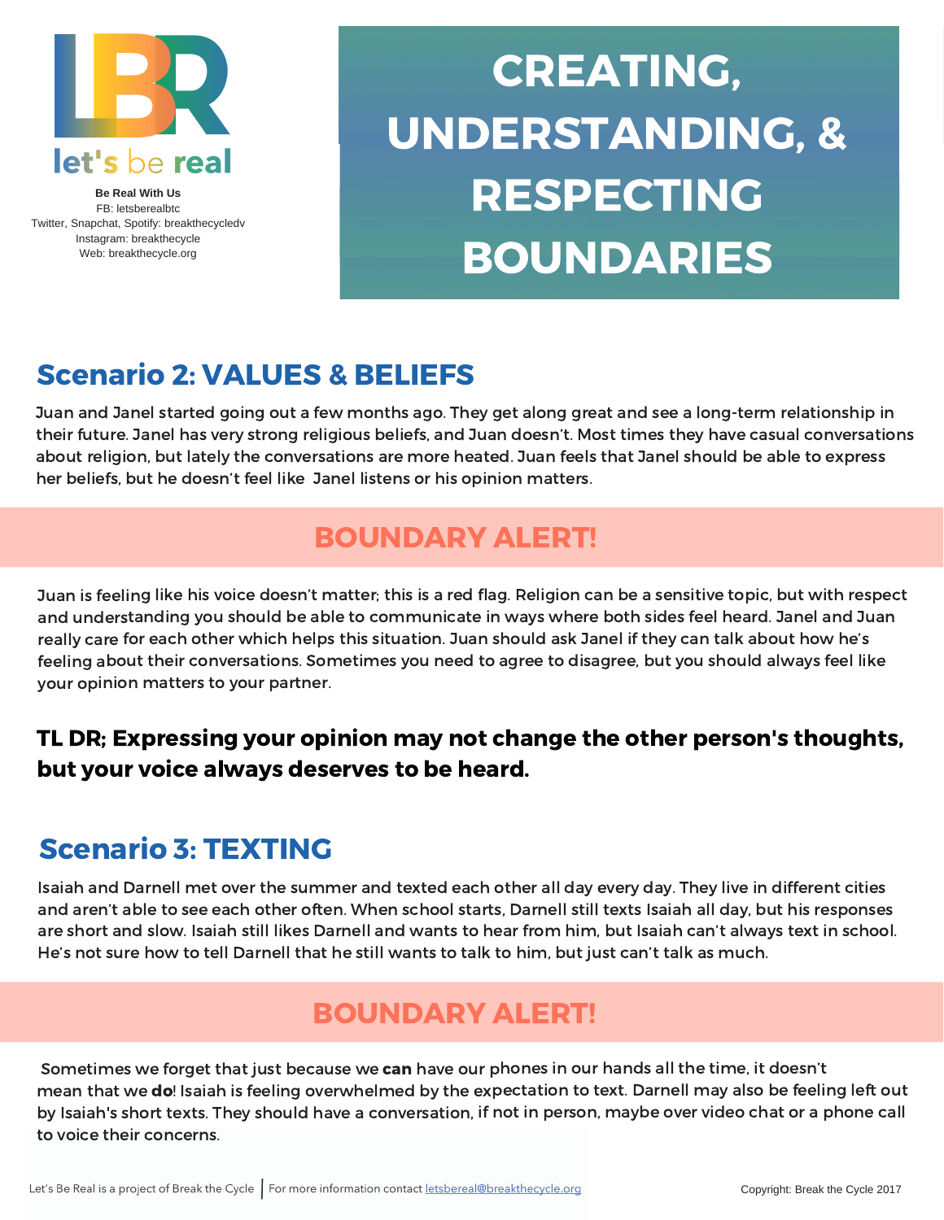let's be real

**Be Real With Us**
FB: letsberealbtc
Twitter, Snapchat, Spotify: breakthecycledv
Instagram: breakthecycle
Web: breakthecycle.org

# CREATING, UNDERSTANDING, & RESPECTING BOUNDARIES

## Scenario 2: VALUES & BELIEFS

Juan and Janel started going out a few months ago. They get along great and see a long-term relationship in their future. Janel has very strong religious beliefs, and Juan doesn't. Most times they have casual conversations about religion, but lately the conversations are more heated. Juan feels that Janel should be able to express her beliefs, but he doesn't feel like Janel listens or his opinion matters.

### BOUNDARY ALERT!

Juan is feeling like his voice doesn't matter; this is a red flag. Religion can be a sensitive topic, but with respect and understanding you should be able to communicate in ways where both sides feel heard. Janel and Juan really care for each other which helps this situation. Juan should ask Janel if they can talk about how he's feeling about their conversations. Sometimes you need to agree to disagree, but you should always feel like your opinion matters to your partner.

**TL DR; Expressing your opinion may not change the other person's thoughts, but your voice always deserves to be heard.**

## Scenario 3: TEXTING

Isaiah and Darnell met over the summer and texted each other all day every day. They live in different cities and aren't able to see each other often. When school starts, Darnell still texts Isaiah all day, but his responses are short and slow. Isaiah still likes Darnell and wants to hear from him, but Isaiah can't always text in school. He's not sure how to tell Darnell that he still wants to talk to him, but just can't talk as much.

### BOUNDARY ALERT!

Sometimes we forget that just because we **can** have our phones in our hands all the time, it doesn't mean that we **do**! Isaiah is feeling overwhelmed by the expectation to text. Darnell may also be feeling left out by Isaiah's short texts. They should have a conversation, if not in person, maybe over video chat or a phone call to voice their concerns.

Let's Be Real is a project of Break the Cycle | For more information contact letsbereal@breakthecycle.org

Copyright: Break the Cycle 2017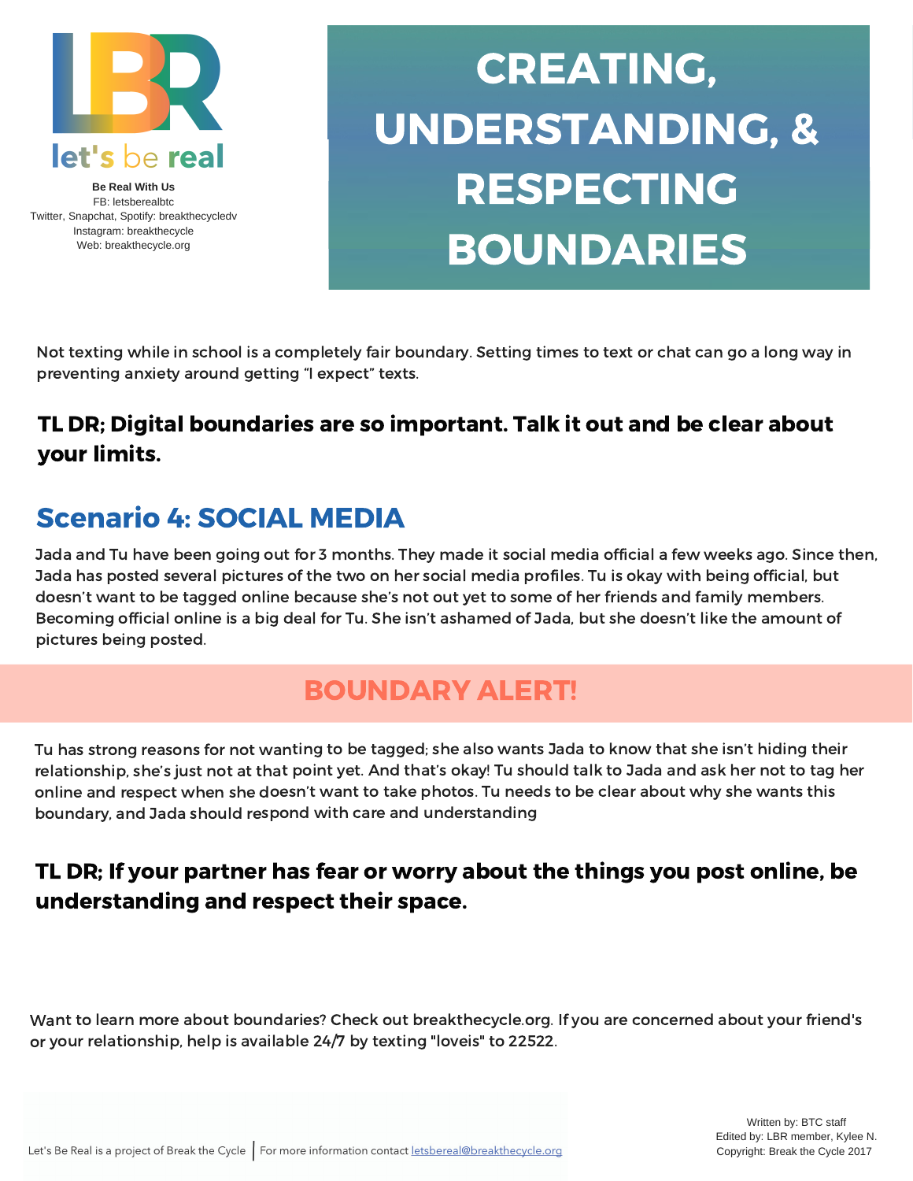let's be real

**Be Real With Us**
FB: letsberealbtc
Twitter, Snapchat, Spotify: breakthecycledv
Instagram: breakthecycle
Web: breakthecycle.org

# CREATING, UNDERSTANDING, & RESPECTING BOUNDARIES

Not texting while in school is a completely fair boundary. Setting times to text or chat can go a long way in preventing anxiety around getting "I expect" texts.

**TL DR; Digital boundaries are so important. Talk it out and be clear about your limits.**

## Scenario 4: SOCIAL MEDIA

Jada and Tu have been going out for 3 months. They made it social media official a few weeks ago. Since then, Jada has posted several pictures of the two on her social media profiles. Tu is okay with being official, but doesn't want to be tagged online because she's not out yet to some of her friends and family members. Becoming official online is a big deal for Tu. She isn't ashamed of Jada, but she doesn't like the amount of pictures being posted.

### BOUNDARY ALERT!

Tu has strong reasons for not wanting to be tagged; she also wants Jada to know that she isn't hiding their relationship, she's just not at that point yet. And that's okay! Tu should talk to Jada and ask her not to tag her online and respect when she doesn't want to take photos. Tu needs to be clear about why she wants this boundary, and Jada should respond with care and understanding

**TL DR; If your partner has fear or worry about the things you post online, be understanding and respect their space.**

Want to learn more about boundaries? Check out breakthecycle.org. If you are concerned about your friend's or your relationship, help is available 24/7 by texting "loveis" to 22522.

Let's Be Real is a project of Break the Cycle | For more information contact letsbereal@breakthecycle.org

Written by: BTC staff
Edited by: LBR member, Kylee N.
Copyright: Break the Cycle 2017